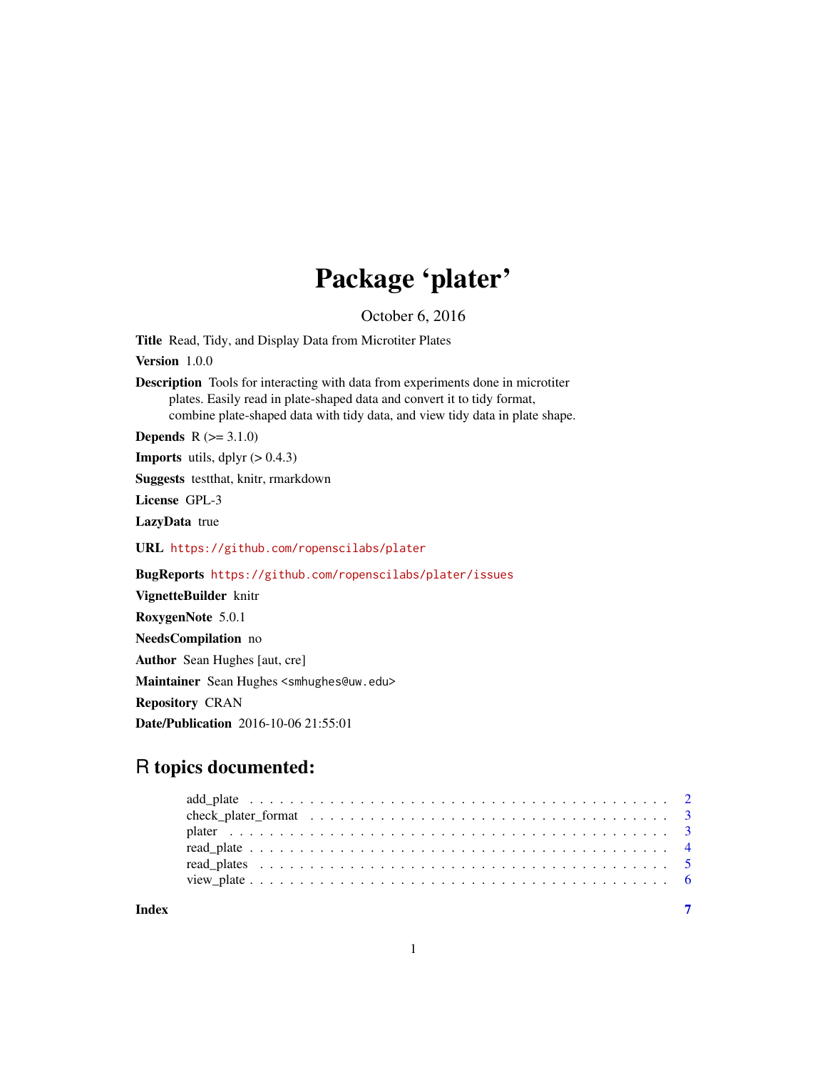# Package 'plater'

October 6, 2016

**Title** Read, Tidy, and Display Data from Microtiter Plates

**Version** 1.0.0

**Description** Tools for interacting with data from experiments done in microtiter plates. Easily read in plate-shaped data and convert it to tidy format, combine plate-shaped data with tidy data, and view tidy data in plate shape.

**Depends** R (>= 3.1.0)

**Imports** utils, dplyr (> 0.4.3)

**Suggests** testthat, knitr, rmarkdown

**License** GPL-3

**LazyData** true

**URL** https://github.com/ropenscilabs/plater

**BugReports** https://github.com/ropenscilabs/plater/issues

**VignetteBuilder** knitr

**RoxygenNote** 5.0.1

**NeedsCompilation** no

**Author** Sean Hughes [aut, cre]

**Maintainer** Sean Hughes <smhughes@uw.edu>

**Repository** CRAN

**Date/Publication** 2016-10-06 21:55:01

## R topics documented:

- add_plate . . . . . . . . . . . . . . . . . . . . . . . . . . . . . . . . . . . . . . . . . . 2
- check_plater_format . . . . . . . . . . . . . . . . . . . . . . . . . . . . . . . . . . . . 3
- plater . . . . . . . . . . . . . . . . . . . . . . . . . . . . . . . . . . . . . . . . . . . . . 3
- read_plate . . . . . . . . . . . . . . . . . . . . . . . . . . . . . . . . . . . . . . . . . . 4
- read_plates . . . . . . . . . . . . . . . . . . . . . . . . . . . . . . . . . . . . . . . . . . 5
- view_plate . . . . . . . . . . . . . . . . . . . . . . . . . . . . . . . . . . . . . . . . . . 6

**Index** 7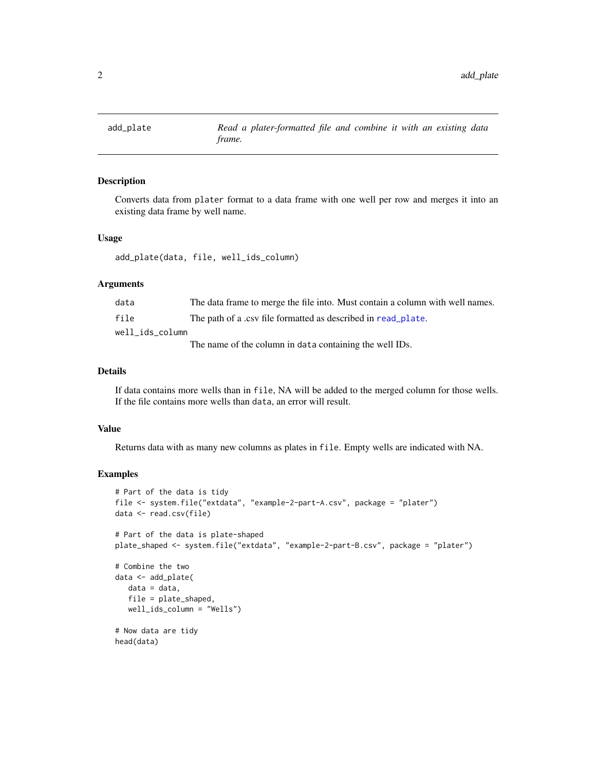# add_plate — *Read a plater-formatted file and combine it with an existing data frame.*

## Description

Converts data from `plater` format to a data frame with one well per row and merges it into an existing data frame by well name.

## Usage

```
add_plate(data, file, well_ids_column)
```

## Arguments

| | |
|---|---|
| `data` | The data frame to merge the file into. Must contain a column with well names. |
| `file` | The path of a .csv file formatted as described in `read_plate`. |
| `well_ids_column` | The name of the column in `data` containing the well IDs. |

## Details

If data contains more wells than in `file`, NA will be added to the merged column for those wells. If the file contains more wells than `data`, an error will result.

## Value

Returns data with as many new columns as plates in `file`. Empty wells are indicated with NA.

## Examples

```
# Part of the data is tidy
file <- system.file("extdata", "example-2-part-A.csv", package = "plater")
data <- read.csv(file)

# Part of the data is plate-shaped
plate_shaped <- system.file("extdata", "example-2-part-B.csv", package = "plater")

# Combine the two
data <- add_plate(
   data = data,
   file = plate_shaped,
   well_ids_column = "Wells")

# Now data are tidy
head(data)
```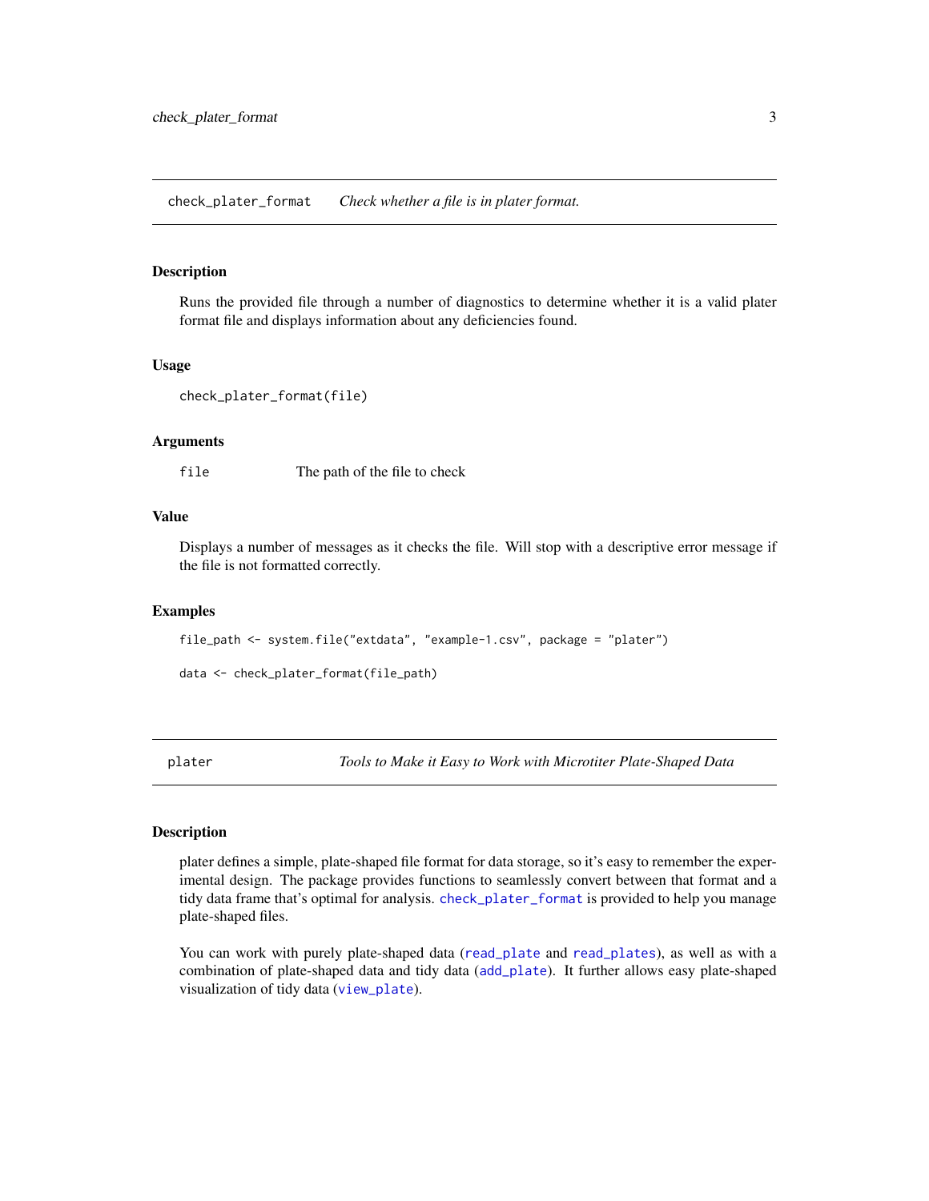## check_plater_format    *Check whether a file is in plater format.*

### Description

Runs the provided file through a number of diagnostics to determine whether it is a valid plater format file and displays information about any deficiencies found.

### Usage

```
check_plater_format(file)
```

### Arguments

| | |
|---|---|
| file | The path of the file to check |

### Value

Displays a number of messages as it checks the file. Will stop with a descriptive error message if the file is not formatted correctly.

### Examples

```
file_path <- system.file("extdata", "example-1.csv", package = "plater")

data <- check_plater_format(file_path)
```

## plater    *Tools to Make it Easy to Work with Microtiter Plate-Shaped Data*

### Description

plater defines a simple, plate-shaped file format for data storage, so it's easy to remember the experimental design. The package provides functions to seamlessly convert between that format and a tidy data frame that's optimal for analysis. `check_plater_format` is provided to help you manage plate-shaped files.

You can work with purely plate-shaped data (`read_plate` and `read_plates`), as well as with a combination of plate-shaped data and tidy data (`add_plate`). It further allows easy plate-shaped visualization of tidy data (`view_plate`).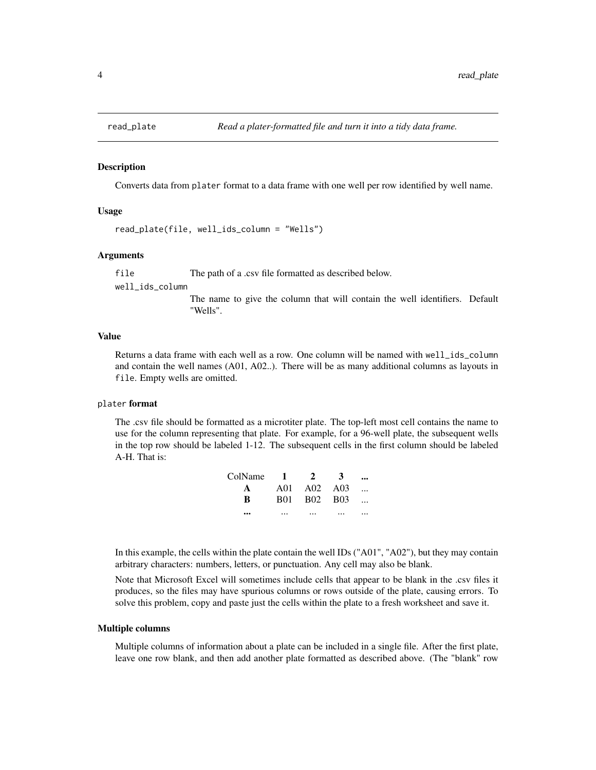## read_plate — *Read a plater-formatted file and turn it into a tidy data frame.*

### Description

Converts data from `plater` format to a data frame with one well per row identified by well name.

### Usage

```
read_plate(file, well_ids_column = "Wells")
```

### Arguments

`file` — The path of a .csv file formatted as described below.

`well_ids_column` — The name to give the column that will contain the well identifiers. Default "Wells".

### Value

Returns a data frame with each well as a row. One column will be named with `well_ids_column` and contain the well names (A01, A02..). There will be as many additional columns as layouts in `file`. Empty wells are omitted.

### `plater` format

The .csv file should be formatted as a microtiter plate. The top-left most cell contains the name to use for the column representing that plate. For example, for a 96-well plate, the subsequent wells in the top row should be labeled 1-12. The subsequent cells in the first column should be labeled A-H. That is:

| ColName | **1** | **2** | **3** | **...** |
|---|---|---|---|---|
| **A** | A01 | A02 | A03 | ... |
| **B** | B01 | B02 | B03 | ... |
| **...** | ... | ... | ... | ... |

In this example, the cells within the plate contain the well IDs ("A01", "A02"), but they may contain arbitrary characters: numbers, letters, or punctuation. Any cell may also be blank.

Note that Microsoft Excel will sometimes include cells that appear to be blank in the .csv files it produces, so the files may have spurious columns or rows outside of the plate, causing errors. To solve this problem, copy and paste just the cells within the plate to a fresh worksheet and save it.

### Multiple columns

Multiple columns of information about a plate can be included in a single file. After the first plate, leave one row blank, and then add another plate formatted as described above. (The "blank" row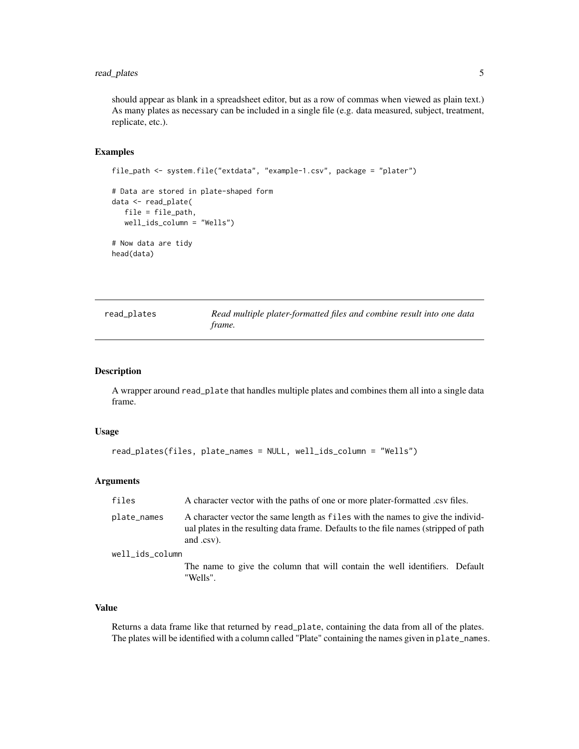should appear as blank in a spreadsheet editor, but as a row of commas when viewed as plain text.) As many plates as necessary can be included in a single file (e.g. data measured, subject, treatment, replicate, etc.).

### Examples

```
file_path <- system.file("extdata", "example-1.csv", package = "plater")

# Data are stored in plate-shaped form
data <- read_plate(
   file = file_path,
   well_ids_column = "Wells")

# Now data are tidy
head(data)
```

## read_plates — *Read multiple plater-formatted files and combine result into one data frame.*

### Description

A wrapper around `read_plate` that handles multiple plates and combines them all into a single data frame.

### Usage

```
read_plates(files, plate_names = NULL, well_ids_column = "Wells")
```

### Arguments

| | |
|---|---|
| `files` | A character vector with the paths of one or more plater-formatted .csv files. |
| `plate_names` | A character vector the same length as `files` with the names to give the individual plates in the resulting data frame. Defaults to the file names (stripped of path and .csv). |
| `well_ids_column` | The name to give the column that will contain the well identifiers. Default "Wells". |

### Value

Returns a data frame like that returned by `read_plate`, containing the data from all of the plates. The plates will be identified with a column called "Plate" containing the names given in `plate_names`.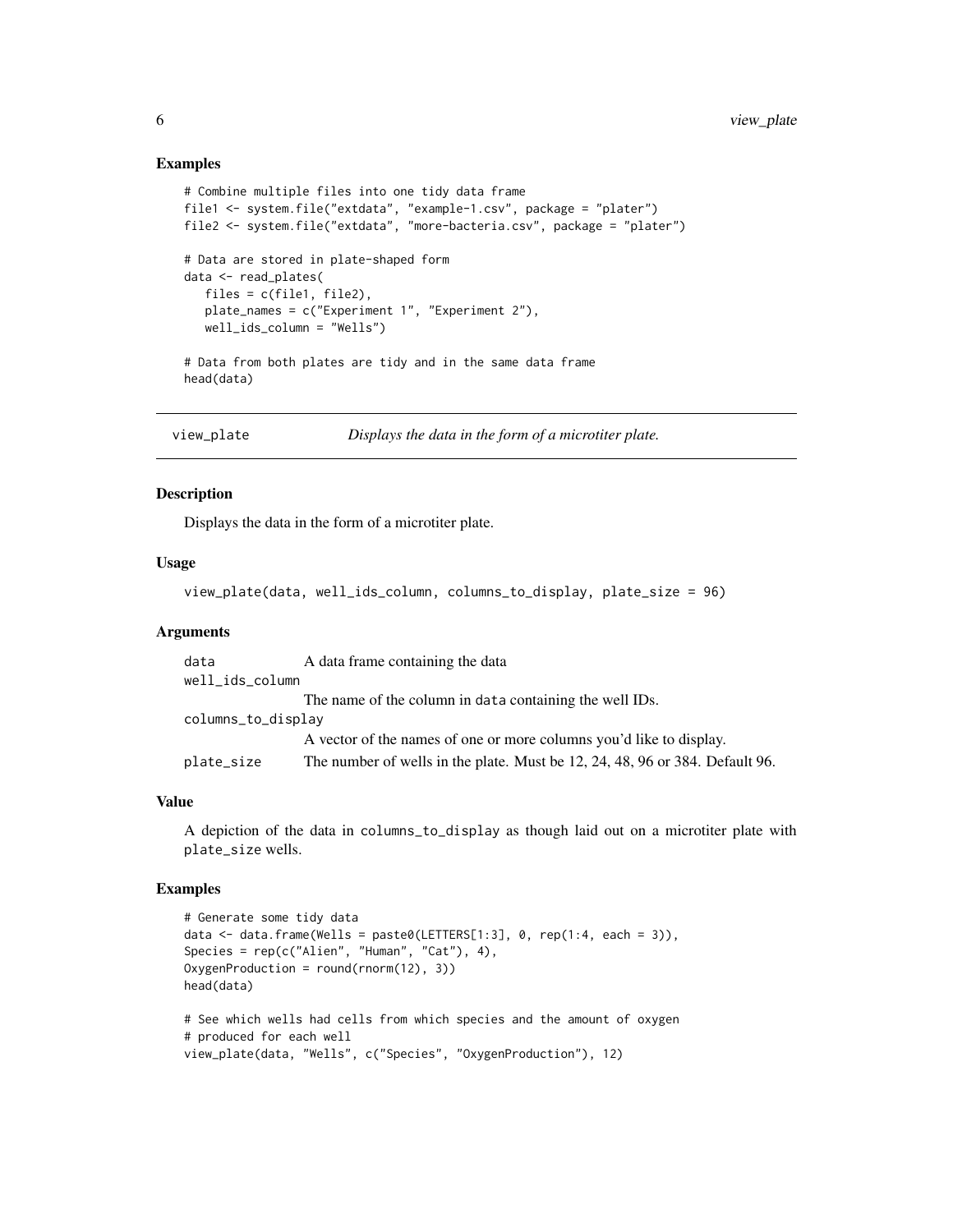### Examples

```
# Combine multiple files into one tidy data frame
file1 <- system.file("extdata", "example-1.csv", package = "plater")
file2 <- system.file("extdata", "more-bacteria.csv", package = "plater")

# Data are stored in plate-shaped form
data <- read_plates(
   files = c(file1, file2),
   plate_names = c("Experiment 1", "Experiment 2"),
   well_ids_column = "Wells")

# Data from both plates are tidy and in the same data frame
head(data)
```

---

## view_plate — *Displays the data in the form of a microtiter plate.*

### Description

Displays the data in the form of a microtiter plate.

### Usage

```
view_plate(data, well_ids_column, columns_to_display, plate_size = 96)
```

### Arguments

| | |
|---|---|
| `data` | A data frame containing the data |
| `well_ids_column` | The name of the column in `data` containing the well IDs. |
| `columns_to_display` | A vector of the names of one or more columns you'd like to display. |
| `plate_size` | The number of wells in the plate. Must be 12, 24, 48, 96 or 384. Default 96. |

### Value

A depiction of the data in `columns_to_display` as though laid out on a microtiter plate with `plate_size` wells.

### Examples

```
# Generate some tidy data
data <- data.frame(Wells = paste0(LETTERS[1:3], 0, rep(1:4, each = 3)),
Species = rep(c("Alien", "Human", "Cat"), 4),
OxygenProduction = round(rnorm(12), 3))
head(data)

# See which wells had cells from which species and the amount of oxygen
# produced for each well
view_plate(data, "Wells", c("Species", "OxygenProduction"), 12)
```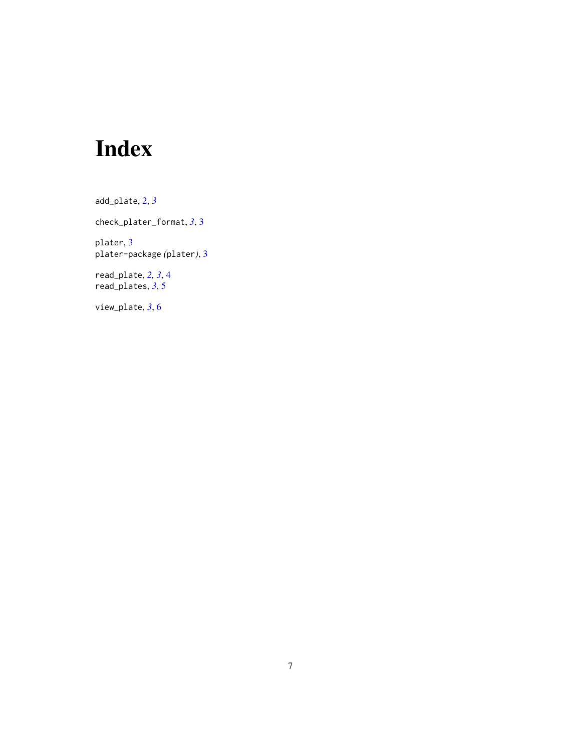# Index

add_plate, 2, *3*

check_plater_format, *3*, 3

plater, 3
plater-package *(*plater*)*, 3

read_plate, *2, 3*, 4
read_plates, *3*, 5

view_plate, *3*, 6